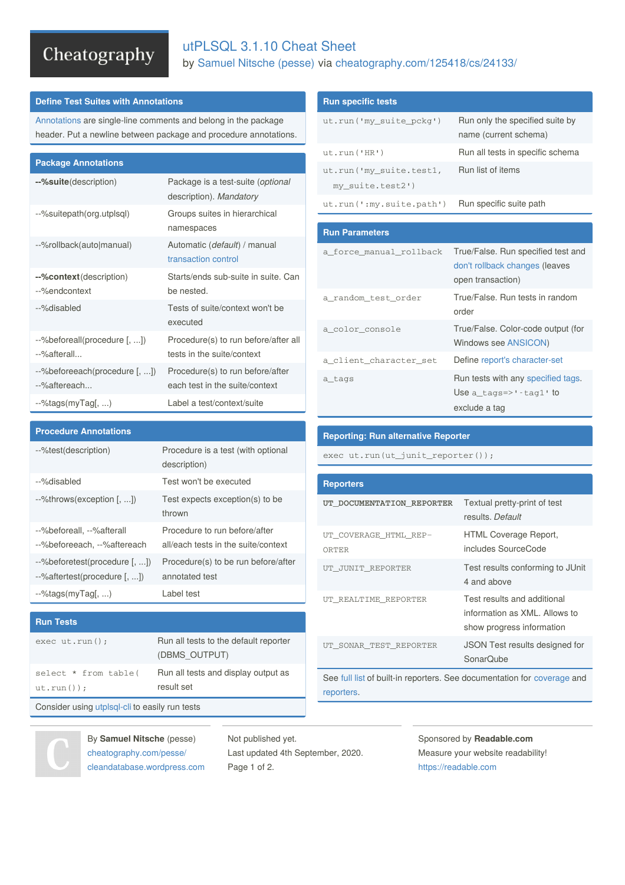# utPLSQL 3.1.10 Cheat Sheet

by Samuel Nitsche (pesse) via cheatography.com/125418/cs/24133/

## Define Test Suites with Annotations

Annotations are single-line comments and belong in the package header. Put a newline between package and procedure annotations.

## Package Annotations

| | |
|---|---|
| **--%suite**(description) | Package is a test-suite (*optional* description). *Mandatory* |
| --%suitepath(org.utplsql) | Groups suites in hierarchical namespaces |
| --%rollback(auto\|manual) | Automatic (*default*) / manual transaction control |
| **--%context**(description) --%endcontext | Starts/ends sub-suite in suite. Can be nested. |
| --%disabled | Tests of suite/context won't be executed |
| --%beforeall(procedure [, ...]) --%afterall... | Procedure(s) to run before/after all tests in the suite/context |
| --%beforeeach(procedure [, ...]) --%aftereach... | Procedure(s) to run before/after each test in the suite/context |
| --%tags(myTag[, ...) | Label a test/context/suite |

## Procedure Annotations

| | |
|---|---|
| --%test(description) | Procedure is a test (with optional description) |
| --%disabled | Test won't be executed |
| --%throws(exception [, ...]) | Test expects exception(s) to be thrown |
| --%beforeall, --%afterall --%beforeeach, --%aftereach | Procedure to run before/after all/each tests in the suite/context |
| --%beforetest(procedure [, ...]) --%aftertest(procedure [, ...]) | Procedure(s) to be run before/after annotated test |
| --%tags(myTag[, ...) | Label test |

## Run Tests

| | |
|---|---|
| `exec ut.run();` | Run all tests to the default reporter (DBMS_OUTPUT) |
| `select * from table( ut.run());` | Run all tests and display output as result set |

Consider using utplsql-cli to easily run tests

## Run specific tests

| | |
|---|---|
| `ut.run('my_suite_pckg')` | Run only the specified suite by name (current schema) |
| `ut.run('HR')` | Run all tests in specific schema |
| `ut.run('my_suite.test1, my_suite.test2')` | Run list of items |
| `ut.run(':my.suite.path')` | Run specific suite path |

## Run Parameters

| | |
|---|---|
| `a_force_manual_rollback` | True/False. Run specified test and don't rollback changes (leaves open transaction) |
| `a_random_test_order` | True/False. Run tests in random order |
| `a_color_console` | True/False. Color-code output (for Windows see ANSICON) |
| `a_client_character_set` | Define report's character-set |
| `a_tags` | Run tests with any specified tags. Use `a_tags=>'-tag1'` to exclude a tag |

## Reporting: Run alternative Reporter

```
exec ut.run(ut_junit_reporter());
```

## Reporters

| | |
|---|---|
| **`UT_DOCUMENTATION_REPORTER`** | Textual pretty-print of test results. *Default* |
| `UT_COVERAGE_HTML_REPORTER` | HTML Coverage Report, includes SourceCode |
| `UT_JUNIT_REPORTER` | Test results conforming to JUnit 4 and above |
| `UT_REALTIME_REPORTER` | Test results and additional information as XML. Allows to show progress information |
| `UT_SONAR_TEST_REPORTER` | JSON Test results designed for SonarQube |

See full list of built-in reporters. See documentation for coverage and reporters.

By **Samuel Nitsche** (pesse)
cheatography.com/pesse/
cleandatabase.wordpress.com

Not published yet.
Last updated 4th September, 2020.

Sponsored by **Readable.com**
Measure your website readability!
https://readable.com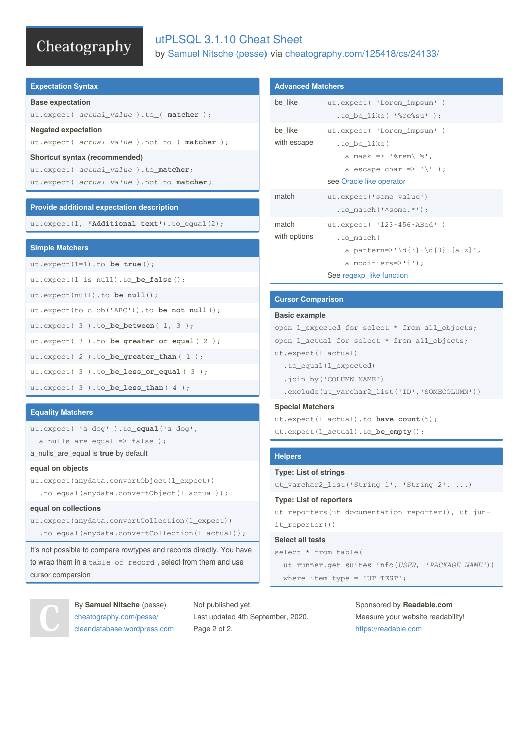# utPLSQL 3.1.10 Cheat Sheet

by Samuel Nitsche (pesse) via cheatography.com/125418/cs/24133/

## Expectation Syntax

**Base expectation**

```
ut.expect( actual_value ).to_( matcher );
```

**Negated expectation**

```
ut.expect( actual_value ).not_to_( matcher );
```

**Shortcut syntax (recommended)**

```
ut.expect( actual_value ).to_matcher;
ut.expect( actual_value ).not_to_matcher;
```

## Provide additional expectation description

```
ut.expect(1, 'Additional text').to_equal(2);
```

## Simple Matchers

```
ut.expect(1=1).to_be_true();
ut.expect(1 is null).to_be_false();
ut.expect(null).to_be_null();
ut.expect(to_clob('ABC')).to_be_not_null();
ut.expect( 3 ).to_be_between( 1, 3 );
ut.expect( 3 ).to_be_greater_or_equal( 2 );
ut.expect( 2 ).to_be_greater_than( 1 );
ut.expect( 3 ).to_be_less_or_equal( 3 );
ut.expect( 3 ).to_be_less_than( 4 );
```

## Equality Matchers

```
ut.expect( 'a dog' ).to_equal('a dog',
  a_nulls_are_equal => false );
```

a_nulls_are_equal is **true** by default

**equal on objects**

```
ut.expect(anydata.convertObject(l_expect))
  .to_equal(anydata.convertObject(l_actual));
```

**equal on collections**

```
ut.expect(anydata.convertCollection(l_expect))
  .to_equal(anydata.convertCollection(l_actual));
```

It's not possible to compare rowtypes and records directly. You have to wrap them in a `table of record`, select from them and use cursor comparsion

## Advanced Matchers

| | |
|---|---|
| be_like | `ut.expect( 'Lorem_impsum' ) .to_be_like( '%re%su' );` |
| be_like with escape | `ut.expect( 'Lorem_impsum' ) .to_be_like( a_mask => '%rem\_%', a_escape_char => '\' );` see Oracle like operator |
| match | `ut.expect('some value') .to_match('^some.*');` |
| match with options | `ut.expect( '123-456-ABcd' ) .to_match( a_pattern=>'\d{3}-\d{3}-[a-z]', a_modifiers=>'i');` See regexp_like function |

## Cursor Comparison

**Basic example**

```
open l_expected for select * from all_objects;
open l_actual for select * from all_objects;
ut.expect(l_actual)
  .to_equal(l_expected)
  .join_by('COLUMN_NAME')
  .exclude(ut_varchar2_list('ID','SOMECOLUMN'))
```

**Special Matchers**

```
ut.expect(l_actual).to_have_count(5);
ut.expect(l_actual).to_be_empty();
```

## Helpers

**Type: List of strings**

```
ut_varchar2_list('String 1', 'String 2', ...)
```

**Type: List of reporters**

```
ut_reporters(ut_documentation_reporter(), ut_junit_reporter())
```

**Select all tests**

```
select * from table(
  ut_runner.get_suites_info(USER, 'PACKAGE_NAME'))
  where item_type = 'UT_TEST';
```

By **Samuel Nitsche** (pesse)
cheatography.com/pesse/
cleandatabase.wordpress.com

Not published yet.
Last updated 4th September, 2020.

Sponsored by **Readable.com**
Measure your website readability!
https://readable.com